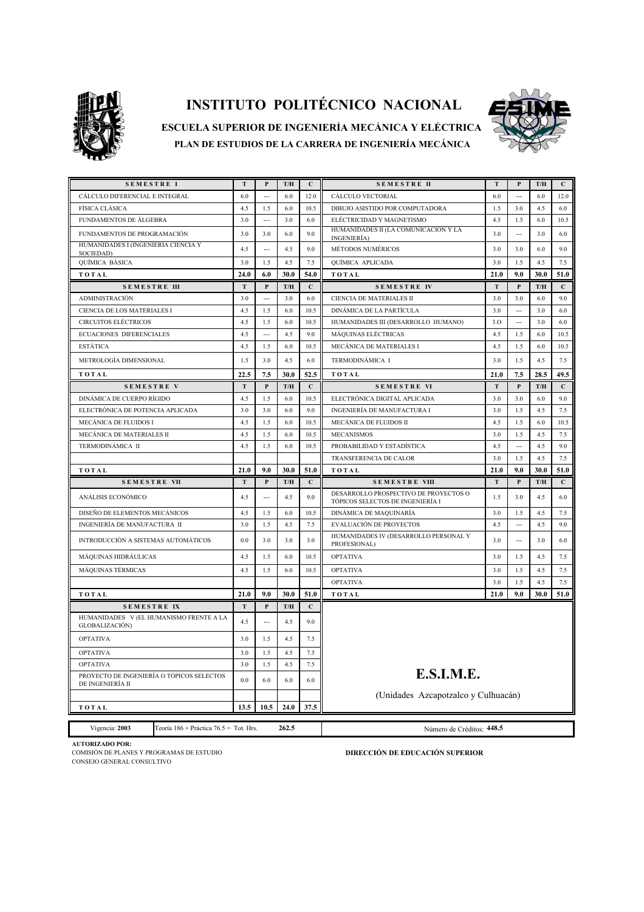# INSTITUTO POLITÉCNICO NACIONAL

## ESCUELA SUPERIOR DE INGENIERÍA MECÁNICA Y ELÉCTRICA

### PLAN DE ESTUDIOS DE LA CARRERA DE INGENIERÍA MECÁNICA

| SEMESTRE I | T | P | T/H | C | SEMESTRE II | T | P | T/H | C |
|---|---|---|---|---|---|---|---|---|---|
| CÁLCULO DIFERENCIAL E INTEGRAL | 6.0 | --- | 6.0 | 12.0 | CÁLCULO VECTORIAL | 6.0 | --- | 6.0 | 12.0 |
| FÍSICA CLÁSICA | 4.5 | 1.5 | 6.0 | 10.5 | DIBUJO ASISTIDO POR COMPUTADORA | 1.5 | 3.0 | 4.5 | 6.0 |
| FUNDAMENTOS DE ÁLGEBRA | 3.0 | --- | 3.0 | 6.0 | ELÉCTRICIDAD Y MAGNETISMO | 4.5 | 1.5 | 6.0 | 10.5 |
| FUNDAMENTOS DE PROGRAMACIÓN | 3.0 | 3.0 | 6.0 | 9.0 | HUMANIDADES II (LA COMUNICACIÓN Y LA INGENIERÍA) | 3.0 | --- | 3.0 | 6.0 |
| HUMANIDADES I (INGENIERÍA CIENCIA Y SOCIEDAD) | 4.5 | --- | 4.5 | 9.0 | MÉTODOS NUMÉRICOS | 3.0 | 3.0 | 6.0 | 9.0 |
| QUÍMICA BÁSICA | 3.0 | 1.5 | 4.5 | 7.5 | QUÍMICA APLICADA | 3.0 | 1.5 | 4.5 | 7.5 |
| **TOTAL** | **24.0** | **6.0** | **30.0** | **54.0** | **TOTAL** | **21.0** | **9.0** | **30.0** | **51.0** |
| **SEMESTRE III** | **T** | **P** | **T/H** | **C** | **SEMESTRE IV** | **T** | **P** | **T/H** | **C** |
| ADMINISTRACIÓN | 3.0 | --- | 3.0 | 6.0 | CIENCIA DE MATERIALES II | 3.0 | 3.0 | 6.0 | 9.0 |
| CIENCIA DE LOS MATERIALES I | 4.5 | 1.5 | 6.0 | 10.5 | DINÁMICA DE LA PARTÍCULA | 3.0 | --- | 3.0 | 6.0 |
| CIRCUITOS ELÉCTRICOS | 4.5 | 1.5 | 6.0 | 10.5 | HUMANIDADES III (DESARROLLO HUMANO) | 3.O | --- | 3.0 | 6.0 |
| ECUACIONES DIFERENCIALES | 4.5 | --- | 4.5 | 9.0 | MÁQUINAS ELÉCTRICAS | 4.5 | 1.5 | 6.0 | 10.5 |
| ESTÁTICA | 4.5 | 1.5 | 6.0 | 10.5 | MECÁNICA DE MATERIALES I | 4.5 | 1.5 | 6.0 | 10.5 |
| METROLOGÍA DIMENSIONAL | 1.5 | 3.0 | 4.5 | 6.0 | TERMODINÁMICA I | 3.0 | 1.5 | 4.5 | 7.5 |
| **TOTAL** | **22.5** | **7.5** | **30.0** | **52.5** | **TOTAL** | **21.0** | **7.5** | **28.5** | **49.5** |
| **SEMESTRE V** | **T** | **P** | **T/H** | **C** | **SEMESTRE VI** | **T** | **P** | **T/H** | **C** |
| DINÁMICA DE CUERPO RÍGIDO | 4.5 | 1.5 | 6.0 | 10.5 | ELECTRÓNICA DIGITAL APLICADA | 3.0 | 3.0 | 6.0 | 9.0 |
| ELECTRÓNICA DE POTENCIA APLICADA | 3.0 | 3.0 | 6.0 | 9.0 | INGENIERÍA DE MANUFACTURA I | 3.0 | 1.5 | 4.5 | 7.5 |
| MECÁNICA DE FLUIDOS I | 4.5 | 1.5 | 6.0 | 10.5 | MECÁNICA DE FLUIDOS II | 4.5 | 1.5 | 6.0 | 10.5 |
| MECÁNICA DE MATERIALES II | 4.5 | 1.5 | 6.0 | 10.5 | MECANISMOS | 3.0 | 1.5 | 4.5 | 7.5 |
| TERMODINÁMICA II | 4.5 | 1.5 | 6.0 | 10.5 | PROBABILIDAD Y ESTADÍSTICA | 4.5 | --- | 4.5 | 9.0 |
| | | | | | TRANSFERENCIA DE CALOR | 3.0 | 1.5 | 4.5 | 7.5 |
| **TOTAL** | **21.0** | **9.0** | **30.0** | **51.0** | **TOTAL** | **21.0** | **9.0** | **30.0** | **51.0** |
| **SEMESTRE VII** | **T** | **P** | **T/H** | **C** | **SEMESTRE VIII** | **T** | **P** | **T/H** | **C** |
| ANÁLISIS ECONÓMICO | 4.5 | --- | 4.5 | 9.0 | DESARROLLO PROSPECTIVO DE PROYECTOS O TÓPICOS SELECTOS DE INGENIERÍA I | 1.5 | 3.0 | 4.5 | 6.0 |
| DISEÑO DE ELEMENTOS MECÁNICOS | 4.5 | 1.5 | 6.0 | 10.5 | DINÁMICA DE MAQUINARÍA | 3.0 | 1.5 | 4.5 | 7.5 |
| INGENIERÍA DE MANUFACTURA II | 3.0 | 1.5 | 4.5 | 7.5 | EVALUACIÓN DE PROYECTOS | 4.5 | --- | 4.5 | 9.0 |
| INTRODUCCIÓN A SISTEMAS AUTOMÁTICOS | 0.0 | 3.0 | 3.0 | 3.0 | HUMANIDADES IV (DESARROLLO PERSONAL Y PROFESIONAL) | 3.0 | --- | 3.0 | 6.0 |
| MÁQUINAS HIDRÁULICAS | 4.5 | 1.5 | 6.0 | 10.5 | OPTATIVA | 3.0 | 1.5 | 4.5 | 7.5 |
| MÁQUINAS TÉRMICAS | 4.5 | 1.5 | 6.0 | 10.5 | OPTATIVA | 3.0 | 1.5 | 4.5 | 7.5 |
| | | | | | OPTATIVA | 3.0 | 1.5 | 4.5 | 7.5 |
| **TOTAL** | **21.0** | **9.0** | **30.0** | **51.0** | **TOTAL** | **21.0** | **9.0** | **30.0** | **51.0** |
| **SEMESTRE IX** | **T** | **P** | **T/H** | **C** | | | | | |
| HUMANIDADES V (EL HUMANISMO FRENTE A LA GLOBALIZACIÓN) | 4.5 | --- | 4.5 | 9.0 | | | | | |
| OPTATIVA | 3.0 | 1.5 | 4.5 | 7.5 | | | | | |
| OPTATIVA | 3.0 | 1.5 | 4.5 | 7.5 | | | | | |
| OPTATIVA | 3.0 | 1.5 | 4.5 | 7.5 | | | | | |
| PROYECTO DE INGENIERÍA O TÓPICOS SELECTOS DE INGENIERÍA II | 0.0 | 6.0 | 6.0 | 6.0 | **E.S.I.M.E.** | | | | |
| | | | | | (Unidades Azcapotzalco y Culhuacán) | | | | |
| **TOTAL** | **13.5** | **10.5** | **24.0** | **37.5** | | | | | |

| Vigencia: **2003** | Teoría 186 + Práctica 76.5 = Tot. Hrs. | **262.5** | Número de Créditos: **448.5** |
|---|---|---|---|

**AUTORIZADO POR:**
COMISIÓN DE PLANES Y PROGRAMAS DE ESTUDIO
CONSEJO GENERAL CONSULTIVO

**DIRECCIÓN DE EDUCACIÓN SUPERIOR**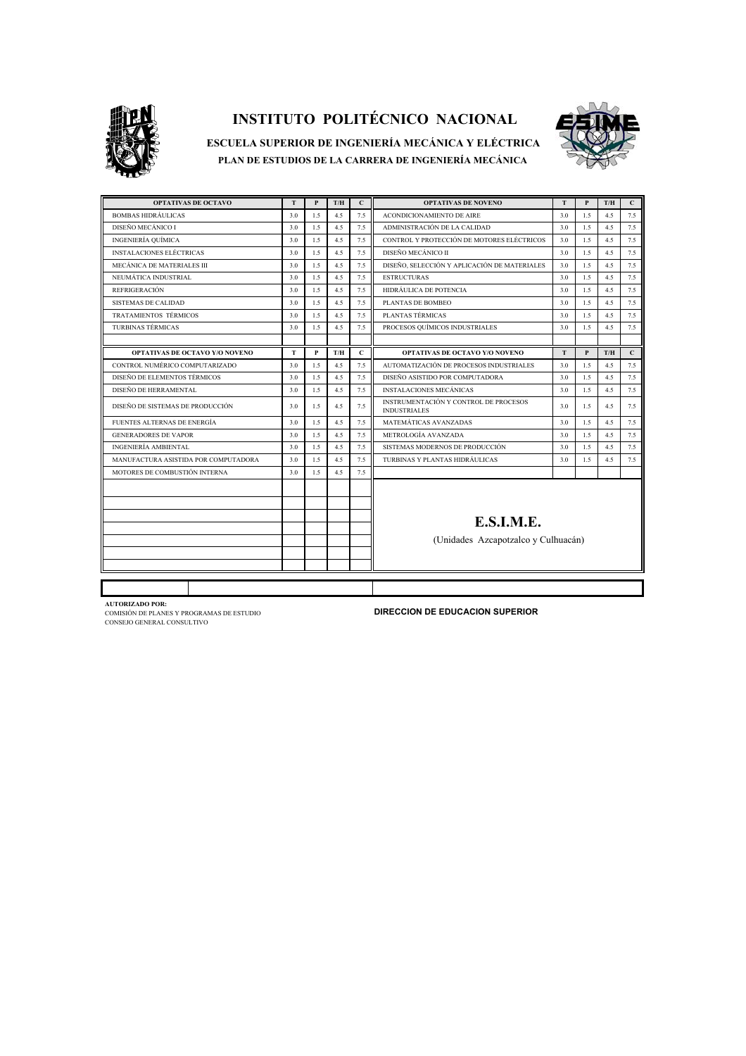# INSTITUTO POLITÉCNICO NACIONAL

## ESCUELA SUPERIOR DE INGENIERÍA MECÁNICA Y ELÉCTRICA

### PLAN DE ESTUDIOS DE LA CARRERA DE INGENIERÍA MECÁNICA

| OPTATIVAS DE OCTAVO | T | P | T/H | C | OPTATIVAS DE NOVENO | T | P | T/H | C |
|---|---|---|---|---|---|---|---|---|---|
| BOMBAS HIDRÁULICAS | 3.0 | 1.5 | 4.5 | 7.5 | ACONDICIONAMIENTO DE AIRE | 3.0 | 1.5 | 4.5 | 7.5 |
| DISEÑO MECÁNICO I | 3.0 | 1.5 | 4.5 | 7.5 | ADMINISTRACIÓN DE LA CALIDAD | 3.0 | 1.5 | 4.5 | 7.5 |
| INGENIERÍA QUÍMICA | 3.0 | 1.5 | 4.5 | 7.5 | CONTROL Y PROTECCIÓN DE MOTORES ELÉCTRICOS | 3.0 | 1.5 | 4.5 | 7.5 |
| INSTALACIONES ELÉCTRICAS | 3.0 | 1.5 | 4.5 | 7.5 | DISEÑO MECÁNICO II | 3.0 | 1.5 | 4.5 | 7.5 |
| MECÁNICA DE MATERIALES III | 3.0 | 1.5 | 4.5 | 7.5 | DISEÑO, SELECCIÓN Y APLICACIÓN DE MATERIALES | 3.0 | 1.5 | 4.5 | 7.5 |
| NEUMÁTICA INDUSTRIAL | 3.0 | 1.5 | 4.5 | 7.5 | ESTRUCTURAS | 3.0 | 1.5 | 4.5 | 7.5 |
| REFRIGERACIÓN | 3.0 | 1.5 | 4.5 | 7.5 | HIDRÁULICA DE POTENCIA | 3.0 | 1.5 | 4.5 | 7.5 |
| SISTEMAS DE CALIDAD | 3.0 | 1.5 | 4.5 | 7.5 | PLANTAS DE BOMBEO | 3.0 | 1.5 | 4.5 | 7.5 |
| TRATAMIENTOS TÉRMICOS | 3.0 | 1.5 | 4.5 | 7.5 | PLANTAS TÉRMICAS | 3.0 | 1.5 | 4.5 | 7.5 |
| TURBINAS TÉRMICAS | 3.0 | 1.5 | 4.5 | 7.5 | PROCESOS QUÍMICOS INDUSTRIALES | 3.0 | 1.5 | 4.5 | 7.5 |

| OPTATIVAS DE OCTAVO Y/O NOVENO | T | P | T/H | C | OPTATIVAS DE OCTAVO Y/O NOVENO | T | P | T/H | C |
|---|---|---|---|---|---|---|---|---|---|
| CONTROL NUMÉRICO COMPUTARIZADO | 3.0 | 1.5 | 4.5 | 7.5 | AUTOMATIZACIÓN DE PROCESOS INDUSTRIALES | 3.0 | 1.5 | 4.5 | 7.5 |
| DISEÑO DE ELEMENTOS TÉRMICOS | 3.0 | 1.5 | 4.5 | 7.5 | DISEÑO ASISTIDO POR COMPUTADORA | 3.0 | 1.5 | 4.5 | 7.5 |
| DISEÑO DE HERRAMENTAL | 3.0 | 1.5 | 4.5 | 7.5 | INSTALACIONES MECÁNICAS | 3.0 | 1.5 | 4.5 | 7.5 |
| DISEÑO DE SISTEMAS DE PRODUCCIÓN | 3.0 | 1.5 | 4.5 | 7.5 | INSTRUMENTACIÓN Y CONTROL DE PROCESOS INDUSTRIALES | 3.0 | 1.5 | 4.5 | 7.5 |
| FUENTES ALTERNAS DE ENERGÍA | 3.0 | 1.5 | 4.5 | 7.5 | MATEMÁTICAS AVANZADAS | 3.0 | 1.5 | 4.5 | 7.5 |
| GENERADORES DE VAPOR | 3.0 | 1.5 | 4.5 | 7.5 | METROLOGÍA AVANZADA | 3.0 | 1.5 | 4.5 | 7.5 |
| INGENIERÍA AMBIENTAL | 3.0 | 1.5 | 4.5 | 7.5 | SISTEMAS MODERNOS DE PRODUCCIÓN | 3.0 | 1.5 | 4.5 | 7.5 |
| MANUFACTURA ASISTIDA POR COMPUTADORA | 3.0 | 1.5 | 4.5 | 7.5 | TURBINAS Y PLANTAS HIDRÁULICAS | 3.0 | 1.5 | 4.5 | 7.5 |
| MOTORES DE COMBUSTIÓN INTERNA | 3.0 | 1.5 | 4.5 | 7.5 | | | | | |

**E.S.I.M.E.**

(Unidades Azcapotzalco y Culhuacán)

**AUTORIZADO POR:**
COMISIÓN DE PLANES Y PROGRAMAS DE ESTUDIO
CONSEJO GENERAL CONSULTIVO

**DIRECCION DE EDUCACION SUPERIOR**